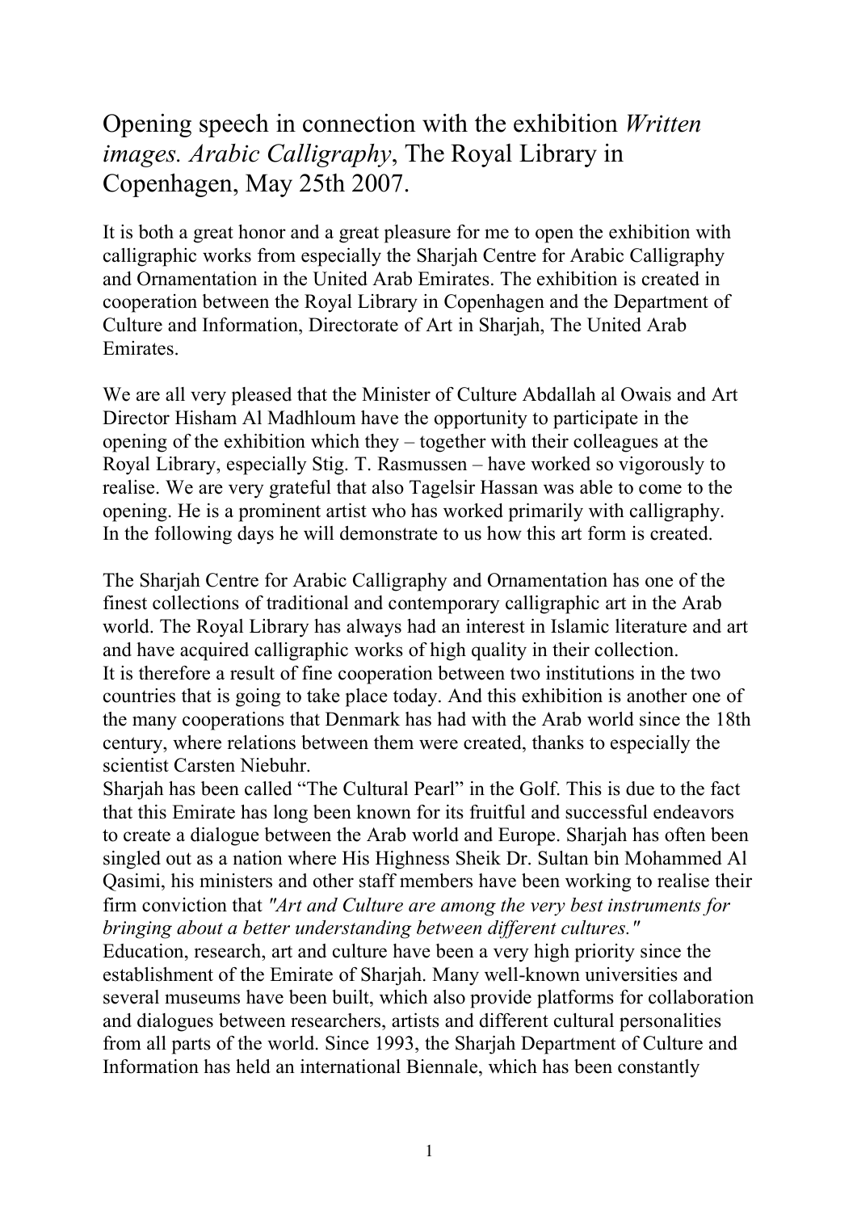# Opening speech in connection with the exhibition *Written images. Arabic Calligraphy*, The Royal Library in Copenhagen, May 25th 2007.

It is both a great honor and a great pleasure for me to open the exhibition with calligraphic works from especially the Sharjah Centre for Arabic Calligraphy and Ornamentation in the United Arab Emirates. The exhibition is created in cooperation between the Royal Library in Copenhagen and the Department of Culture and Information, Directorate of Art in Sharjah, The United Arab Emirates.

We are all very pleased that the Minister of Culture Abdallah al Owais and Art Director Hisham Al Madhloum have the opportunity to participate in the opening of the exhibition which they – together with their colleagues at the Royal Library, especially Stig. T. Rasmussen – have worked so vigorously to realise. We are very grateful that also Tagelsir Hassan was able to come to the opening. He is a prominent artist who has worked primarily with calligraphy. In the following days he will demonstrate to us how this art form is created.

The Sharjah Centre for Arabic Calligraphy and Ornamentation has one of the finest collections of traditional and contemporary calligraphic art in the Arab world. The Royal Library has always had an interest in Islamic literature and art and have acquired calligraphic works of high quality in their collection.
It is therefore a result of fine cooperation between two institutions in the two countries that is going to take place today. And this exhibition is another one of the many cooperations that Denmark has had with the Arab world since the 18th century, where relations between them were created, thanks to especially the scientist Carsten Niebuhr.
Sharjah has been called "The Cultural Pearl" in the Golf. This is due to the fact that this Emirate has long been known for its fruitful and successful endeavors to create a dialogue between the Arab world and Europe. Sharjah has often been singled out as a nation where His Highness Sheik Dr. Sultan bin Mohammed Al Qasimi, his ministers and other staff members have been working to realise their firm conviction that *"Art and Culture are among the very best instruments for bringing about a better understanding between different cultures."*
Education, research, art and culture have been a very high priority since the establishment of the Emirate of Sharjah. Many well-known universities and several museums have been built, which also provide platforms for collaboration and dialogues between researchers, artists and different cultural personalities from all parts of the world. Since 1993, the Sharjah Department of Culture and Information has held an international Biennale, which has been constantly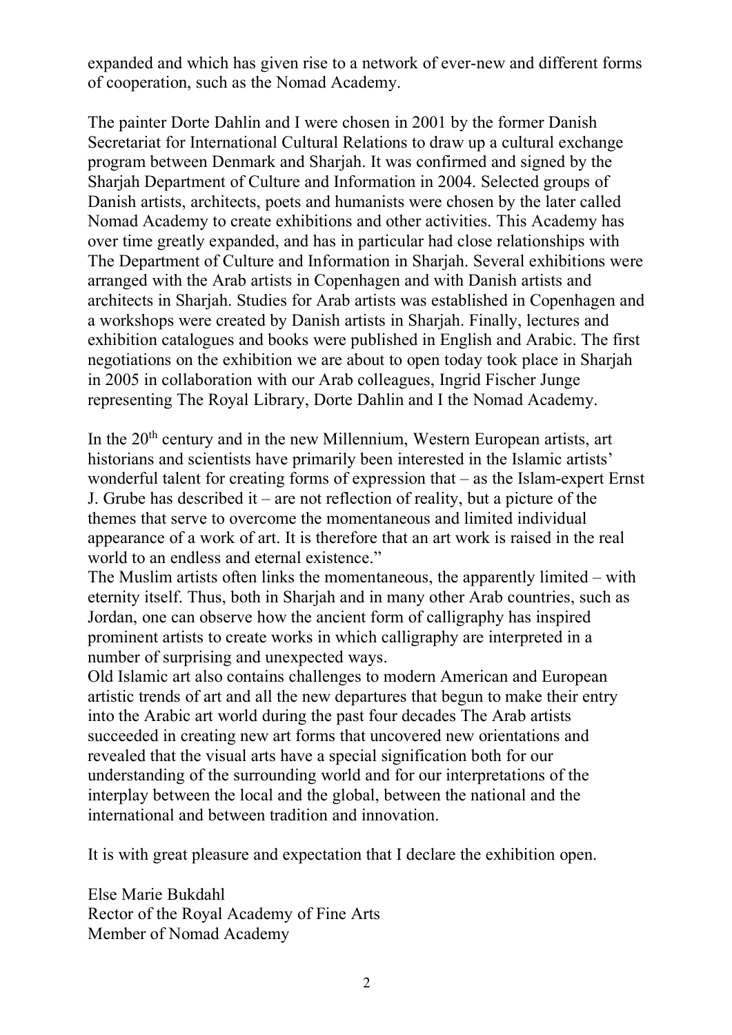expanded and which has given rise to a network of ever-new and different forms of cooperation, such as the Nomad Academy.

The painter Dorte Dahlin and I were chosen in 2001 by the former Danish Secretariat for International Cultural Relations to draw up a cultural exchange program between Denmark and Sharjah. It was confirmed and signed by the Sharjah Department of Culture and Information in 2004. Selected groups of Danish artists, architects, poets and humanists were chosen by the later called Nomad Academy to create exhibitions and other activities. This Academy has over time greatly expanded, and has in particular had close relationships with The Department of Culture and Information in Sharjah. Several exhibitions were arranged with the Arab artists in Copenhagen and with Danish artists and architects in Sharjah. Studies for Arab artists was established in Copenhagen and a workshops were created by Danish artists in Sharjah. Finally, lectures and exhibition catalogues and books were published in English and Arabic. The first negotiations on the exhibition we are about to open today took place in Sharjah in 2005 in collaboration with our Arab colleagues, Ingrid Fischer Junge representing The Royal Library, Dorte Dahlin and I the Nomad Academy.

In the 20th century and in the new Millennium, Western European artists, art historians and scientists have primarily been interested in the Islamic artists' wonderful talent for creating forms of expression that – as the Islam-expert Ernst J. Grube has described it – are not reflection of reality, but a picture of the themes that serve to overcome the momentaneous and limited individual appearance of a work of art. It is therefore that an art work is raised in the real world to an endless and eternal existence."
The Muslim artists often links the momentaneous, the apparently limited – with eternity itself. Thus, both in Sharjah and in many other Arab countries, such as Jordan, one can observe how the ancient form of calligraphy has inspired prominent artists to create works in which calligraphy are interpreted in a number of surprising and unexpected ways.
Old Islamic art also contains challenges to modern American and European artistic trends of art and all the new departures that begun to make their entry into the Arabic art world during the past four decades The Arab artists succeeded in creating new art forms that uncovered new orientations and revealed that the visual arts have a special signification both for our understanding of the surrounding world and for our interpretations of the interplay between the local and the global, between the national and the international and between tradition and innovation.

It is with great pleasure and expectation that I declare the exhibition open.

Else Marie Bukdahl
Rector of the Royal Academy of Fine Arts
Member of Nomad Academy